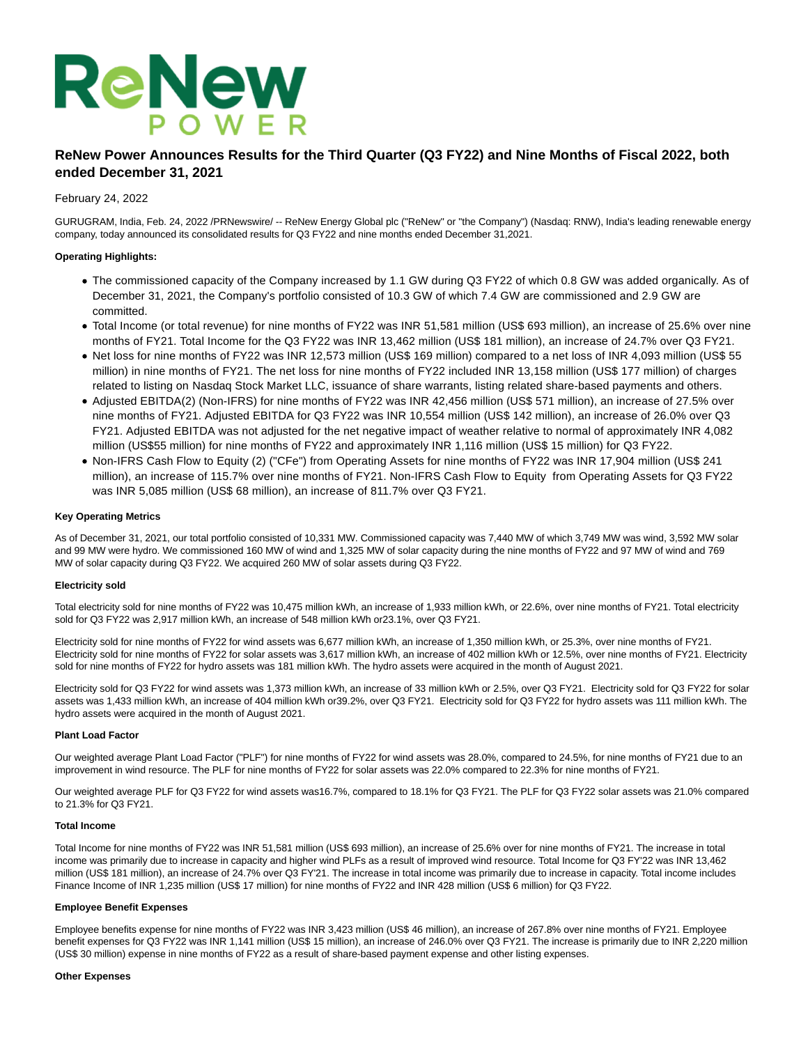# ReNew Power Announces Results for the Third Quarter (Q3 FY22) and Nine Months of Fiscal 2022, both ended December 31, 2021

February 24, 2022

GURUGRAM, India, Feb. 24, 2022 /PRNewswire/ -- ReNew Energy Global plc ("ReNew" or "the Company") (Nasdaq: RNW), India's leading renewable energy company, today announced its consolidated results for Q3 FY22 and nine months ended December 31,2021.

**Operating Highlights:**

- The commissioned capacity of the Company increased by 1.1 GW during Q3 FY22 of which 0.8 GW was added organically. As of December 31, 2021, the Company's portfolio consisted of 10.3 GW of which 7.4 GW are commissioned and 2.9 GW are committed.
- Total Income (or total revenue) for nine months of FY22 was INR 51,581 million (US$ 693 million), an increase of 25.6% over nine months of FY21. Total Income for the Q3 FY22 was INR 13,462 million (US$ 181 million), an increase of 24.7% over Q3 FY21.
- Net loss for nine months of FY22 was INR 12,573 million (US$ 169 million) compared to a net loss of INR 4,093 million (US$ 55 million) in nine months of FY21. The net loss for nine months of FY22 included INR 13,158 million (US$ 177 million) of charges related to listing on Nasdaq Stock Market LLC, issuance of share warrants, listing related share-based payments and others.
- Adjusted EBITDA(2) (Non-IFRS) for nine months of FY22 was INR 42,456 million (US$ 571 million), an increase of 27.5% over nine months of FY21. Adjusted EBITDA for Q3 FY22 was INR 10,554 million (US$ 142 million), an increase of 26.0% over Q3 FY21. Adjusted EBITDA was not adjusted for the net negative impact of weather relative to normal of approximately INR 4,082 million (US$55 million) for nine months of FY22 and approximately INR 1,116 million (US$ 15 million) for Q3 FY22.
- Non-IFRS Cash Flow to Equity (2) ("CFe") from Operating Assets for nine months of FY22 was INR 17,904 million (US$ 241 million), an increase of 115.7% over nine months of FY21. Non-IFRS Cash Flow to Equity from Operating Assets for Q3 FY22 was INR 5,085 million (US$ 68 million), an increase of 811.7% over Q3 FY21.

**Key Operating Metrics**

As of December 31, 2021, our total portfolio consisted of 10,331 MW. Commissioned capacity was 7,440 MW of which 3,749 MW was wind, 3,592 MW solar and 99 MW were hydro. We commissioned 160 MW of wind and 1,325 MW of solar capacity during the nine months of FY22 and 97 MW of wind and 769 MW of solar capacity during Q3 FY22. We acquired 260 MW of solar assets during Q3 FY22.

**Electricity sold**

Total electricity sold for nine months of FY22 was 10,475 million kWh, an increase of 1,933 million kWh, or 22.6%, over nine months of FY21. Total electricity sold for Q3 FY22 was 2,917 million kWh, an increase of 548 million kWh or23.1%, over Q3 FY21.

Electricity sold for nine months of FY22 for wind assets was 6,677 million kWh, an increase of 1,350 million kWh, or 25.3%, over nine months of FY21. Electricity sold for nine months of FY22 for solar assets was 3,617 million kWh, an increase of 402 million kWh or 12.5%, over nine months of FY21. Electricity sold for nine months of FY22 for hydro assets was 181 million kWh. The hydro assets were acquired in the month of August 2021.

Electricity sold for Q3 FY22 for wind assets was 1,373 million kWh, an increase of 33 million kWh or 2.5%, over Q3 FY21. Electricity sold for Q3 FY22 for solar assets was 1,433 million kWh, an increase of 404 million kWh or39.2%, over Q3 FY21. Electricity sold for Q3 FY22 for hydro assets was 111 million kWh. The hydro assets were acquired in the month of August 2021.

**Plant Load Factor**

Our weighted average Plant Load Factor ("PLF") for nine months of FY22 for wind assets was 28.0%, compared to 24.5%, for nine months of FY21 due to an improvement in wind resource. The PLF for nine months of FY22 for solar assets was 22.0% compared to 22.3% for nine months of FY21.

Our weighted average PLF for Q3 FY22 for wind assets was16.7%, compared to 18.1% for Q3 FY21. The PLF for Q3 FY22 solar assets was 21.0% compared to 21.3% for Q3 FY21.

**Total Income**

Total Income for nine months of FY22 was INR 51,581 million (US$ 693 million), an increase of 25.6% over for nine months of FY21. The increase in total income was primarily due to increase in capacity and higher wind PLFs as a result of improved wind resource. Total Income for Q3 FY'22 was INR 13,462 million (US$ 181 million), an increase of 24.7% over Q3 FY'21. The increase in total income was primarily due to increase in capacity. Total income includes Finance Income of INR 1,235 million (US$ 17 million) for nine months of FY22 and INR 428 million (US$ 6 million) for Q3 FY22.

**Employee Benefit Expenses**

Employee benefits expense for nine months of FY22 was INR 3,423 million (US$ 46 million), an increase of 267.8% over nine months of FY21. Employee benefit expenses for Q3 FY22 was INR 1,141 million (US$ 15 million), an increase of 246.0% over Q3 FY21. The increase is primarily due to INR 2,220 million (US$ 30 million) expense in nine months of FY22 as a result of share-based payment expense and other listing expenses.

**Other Expenses**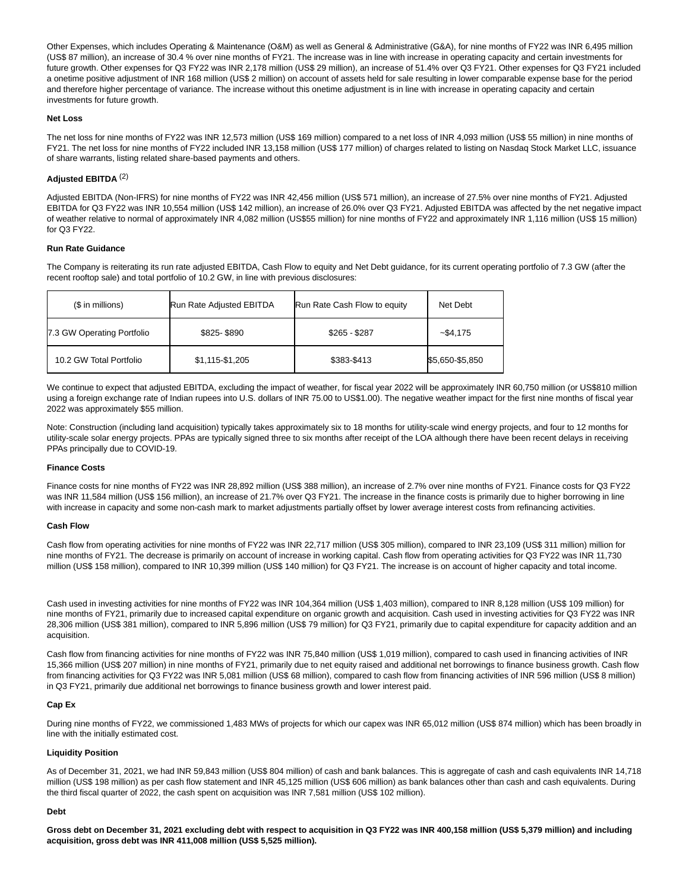Other Expenses, which includes Operating & Maintenance (O&M) as well as General & Administrative (G&A), for nine months of FY22 was INR 6,495 million (US$ 87 million), an increase of 30.4 % over nine months of FY21. The increase was in line with increase in operating capacity and certain investments for future growth. Other expenses for Q3 FY22 was INR 2,178 million (US$ 29 million), an increase of 51.4% over Q3 FY21. Other expenses for Q3 FY21 included a onetime positive adjustment of INR 168 million (US$ 2 million) on account of assets held for sale resulting in lower comparable expense base for the period and therefore higher percentage of variance. The increase without this onetime adjustment is in line with increase in operating capacity and certain investments for future growth.

**Net Loss**

The net loss for nine months of FY22 was INR 12,573 million (US$ 169 million) compared to a net loss of INR 4,093 million (US$ 55 million) in nine months of FY21. The net loss for nine months of FY22 included INR 13,158 million (US$ 177 million) of charges related to listing on Nasdaq Stock Market LLC, issuance of share warrants, listing related share-based payments and others.

**Adjusted EBITDA** (2)

Adjusted EBITDA (Non-IFRS) for nine months of FY22 was INR 42,456 million (US$ 571 million), an increase of 27.5% over nine months of FY21. Adjusted EBITDA for Q3 FY22 was INR 10,554 million (US$ 142 million), an increase of 26.0% over Q3 FY21. Adjusted EBITDA was affected by the net negative impact of weather relative to normal of approximately INR 4,082 million (US$55 million) for nine months of FY22 and approximately INR 1,116 million (US$ 15 million) for Q3 FY22.

**Run Rate Guidance**

The Company is reiterating its run rate adjusted EBITDA, Cash Flow to equity and Net Debt guidance, for its current operating portfolio of 7.3 GW (after the recent rooftop sale) and total portfolio of 10.2 GW, in line with previous disclosures:

| ($ in millions) | Run Rate Adjusted EBITDA | Run Rate Cash Flow to equity | Net Debt |
|---|---|---|---|
| 7.3 GW Operating Portfolio | $825- $890 | $265 - $287 | ~$4,175 |
| 10.2 GW Total Portfolio | $1,115-$1,205 | $383-$413 | $5,650-$5,850 |

We continue to expect that adjusted EBITDA, excluding the impact of weather, for fiscal year 2022 will be approximately INR 60,750 million (or US$810 million using a foreign exchange rate of Indian rupees into U.S. dollars of INR 75.00 to US$1.00). The negative weather impact for the first nine months of fiscal year 2022 was approximately $55 million.

Note: Construction (including land acquisition) typically takes approximately six to 18 months for utility-scale wind energy projects, and four to 12 months for utility-scale solar energy projects. PPAs are typically signed three to six months after receipt of the LOA although there have been recent delays in receiving PPAs principally due to COVID-19.

**Finance Costs**

Finance costs for nine months of FY22 was INR 28,892 million (US$ 388 million), an increase of 2.7% over nine months of FY21. Finance costs for Q3 FY22 was INR 11,584 million (US$ 156 million), an increase of 21.7% over Q3 FY21. The increase in the finance costs is primarily due to higher borrowing in line with increase in capacity and some non-cash mark to market adjustments partially offset by lower average interest costs from refinancing activities.

**Cash Flow**

Cash flow from operating activities for nine months of FY22 was INR 22,717 million (US$ 305 million), compared to INR 23,109 (US$ 311 million) million for nine months of FY21. The decrease is primarily on account of increase in working capital. Cash flow from operating activities for Q3 FY22 was INR 11,730 million (US$ 158 million), compared to INR 10,399 million (US$ 140 million) for Q3 FY21. The increase is on account of higher capacity and total income.

Cash used in investing activities for nine months of FY22 was INR 104,364 million (US$ 1,403 million), compared to INR 8,128 million (US$ 109 million) for nine months of FY21, primarily due to increased capital expenditure on organic growth and acquisition. Cash used in investing activities for Q3 FY22 was INR 28,306 million (US$ 381 million), compared to INR 5,896 million (US$ 79 million) for Q3 FY21, primarily due to capital expenditure for capacity addition and an acquisition.

Cash flow from financing activities for nine months of FY22 was INR 75,840 million (US$ 1,019 million), compared to cash used in financing activities of INR 15,366 million (US$ 207 million) in nine months of FY21, primarily due to net equity raised and additional net borrowings to finance business growth. Cash flow from financing activities for Q3 FY22 was INR 5,081 million (US$ 68 million), compared to cash flow from financing activities of INR 596 million (US$ 8 million) in Q3 FY21, primarily due additional net borrowings to finance business growth and lower interest paid.

**Cap Ex**

During nine months of FY22, we commissioned 1,483 MWs of projects for which our capex was INR 65,012 million (US$ 874 million) which has been broadly in line with the initially estimated cost.

**Liquidity Position**

As of December 31, 2021, we had INR 59,843 million (US$ 804 million) of cash and bank balances. This is aggregate of cash and cash equivalents INR 14,718 million (US$ 198 million) as per cash flow statement and INR 45,125 million (US$ 606 million) as bank balances other than cash and cash equivalents. During the third fiscal quarter of 2022, the cash spent on acquisition was INR 7,581 million (US$ 102 million).

**Debt**

**Gross debt on December 31, 2021 excluding debt with respect to acquisition in Q3 FY22 was INR 400,158 million (US$ 5,379 million) and including acquisition, gross debt was INR 411,008 million (US$ 5,525 million).**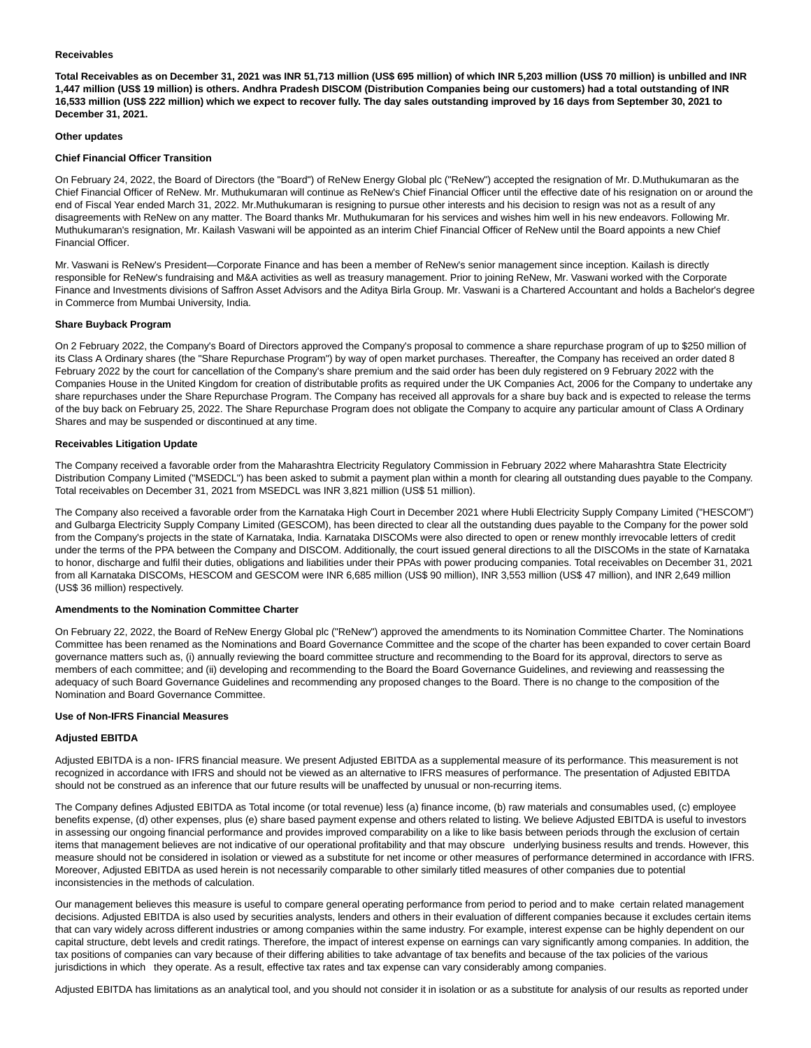**Receivables**

**Total Receivables as on December 31, 2021 was INR 51,713 million (US$ 695 million) of which INR 5,203 million (US$ 70 million) is unbilled and INR 1,447 million (US$ 19 million) is others. Andhra Pradesh DISCOM (Distribution Companies being our customers) had a total outstanding of INR 16,533 million (US$ 222 million) which we expect to recover fully. The day sales outstanding improved by 16 days from September 30, 2021 to December 31, 2021.**

**Other updates**

**Chief Financial Officer Transition**

On February 24, 2022, the Board of Directors (the "Board") of ReNew Energy Global plc ("ReNew") accepted the resignation of Mr. D.Muthukumaran as the Chief Financial Officer of ReNew. Mr. Muthukumaran will continue as ReNew's Chief Financial Officer until the effective date of his resignation on or around the end of Fiscal Year ended March 31, 2022. Mr.Muthukumaran is resigning to pursue other interests and his decision to resign was not as a result of any disagreements with ReNew on any matter. The Board thanks Mr. Muthukumaran for his services and wishes him well in his new endeavors. Following Mr. Muthukumaran's resignation, Mr. Kailash Vaswani will be appointed as an interim Chief Financial Officer of ReNew until the Board appoints a new Chief Financial Officer.

Mr. Vaswani is ReNew's President—Corporate Finance and has been a member of ReNew's senior management since inception. Kailash is directly responsible for ReNew's fundraising and M&A activities as well as treasury management. Prior to joining ReNew, Mr. Vaswani worked with the Corporate Finance and Investments divisions of Saffron Asset Advisors and the Aditya Birla Group. Mr. Vaswani is a Chartered Accountant and holds a Bachelor's degree in Commerce from Mumbai University, India.

**Share Buyback Program**

On 2 February 2022, the Company's Board of Directors approved the Company's proposal to commence a share repurchase program of up to $250 million of its Class A Ordinary shares (the "Share Repurchase Program") by way of open market purchases. Thereafter, the Company has received an order dated 8 February 2022 by the court for cancellation of the Company's share premium and the said order has been duly registered on 9 February 2022 with the Companies House in the United Kingdom for creation of distributable profits as required under the UK Companies Act, 2006 for the Company to undertake any share repurchases under the Share Repurchase Program. The Company has received all approvals for a share buy back and is expected to release the terms of the buy back on February 25, 2022. The Share Repurchase Program does not obligate the Company to acquire any particular amount of Class A Ordinary Shares and may be suspended or discontinued at any time.

**Receivables Litigation Update**

The Company received a favorable order from the Maharashtra Electricity Regulatory Commission in February 2022 where Maharashtra State Electricity Distribution Company Limited ("MSEDCL") has been asked to submit a payment plan within a month for clearing all outstanding dues payable to the Company. Total receivables on December 31, 2021 from MSEDCL was INR 3,821 million (US$ 51 million).

The Company also received a favorable order from the Karnataka High Court in December 2021 where Hubli Electricity Supply Company Limited ("HESCOM") and Gulbarga Electricity Supply Company Limited (GESCOM), has been directed to clear all the outstanding dues payable to the Company for the power sold from the Company's projects in the state of Karnataka, India. Karnataka DISCOMs were also directed to open or renew monthly irrevocable letters of credit under the terms of the PPA between the Company and DISCOM. Additionally, the court issued general directions to all the DISCOMs in the state of Karnataka to honor, discharge and fulfil their duties, obligations and liabilities under their PPAs with power producing companies. Total receivables on December 31, 2021 from all Karnataka DISCOMs, HESCOM and GESCOM were INR 6,685 million (US$ 90 million), INR 3,553 million (US$ 47 million), and INR 2,649 million (US$ 36 million) respectively.

**Amendments to the Nomination Committee Charter**

On February 22, 2022, the Board of ReNew Energy Global plc ("ReNew") approved the amendments to its Nomination Committee Charter. The Nominations Committee has been renamed as the Nominations and Board Governance Committee and the scope of the charter has been expanded to cover certain Board governance matters such as, (i) annually reviewing the board committee structure and recommending to the Board for its approval, directors to serve as members of each committee; and (ii) developing and recommending to the Board the Board Governance Guidelines, and reviewing and reassessing the adequacy of such Board Governance Guidelines and recommending any proposed changes to the Board. There is no change to the composition of the Nomination and Board Governance Committee.

**Use of Non-IFRS Financial Measures**

**Adjusted EBITDA**

Adjusted EBITDA is a non- IFRS financial measure. We present Adjusted EBITDA as a supplemental measure of its performance. This measurement is not recognized in accordance with IFRS and should not be viewed as an alternative to IFRS measures of performance. The presentation of Adjusted EBITDA should not be construed as an inference that our future results will be unaffected by unusual or non-recurring items.

The Company defines Adjusted EBITDA as Total income (or total revenue) less (a) finance income, (b) raw materials and consumables used, (c) employee benefits expense, (d) other expenses, plus (e) share based payment expense and others related to listing. We believe Adjusted EBITDA is useful to investors in assessing our ongoing financial performance and provides improved comparability on a like to like basis between periods through the exclusion of certain items that management believes are not indicative of our operational profitability and that may obscure underlying business results and trends. However, this measure should not be considered in isolation or viewed as a substitute for net income or other measures of performance determined in accordance with IFRS. Moreover, Adjusted EBITDA as used herein is not necessarily comparable to other similarly titled measures of other companies due to potential inconsistencies in the methods of calculation.

Our management believes this measure is useful to compare general operating performance from period to period and to make certain related management decisions. Adjusted EBITDA is also used by securities analysts, lenders and others in their evaluation of different companies because it excludes certain items that can vary widely across different industries or among companies within the same industry. For example, interest expense can be highly dependent on our capital structure, debt levels and credit ratings. Therefore, the impact of interest expense on earnings can vary significantly among companies. In addition, the tax positions of companies can vary because of their differing abilities to take advantage of tax benefits and because of the tax policies of the various jurisdictions in which they operate. As a result, effective tax rates and tax expense can vary considerably among companies.

Adjusted EBITDA has limitations as an analytical tool, and you should not consider it in isolation or as a substitute for analysis of our results as reported under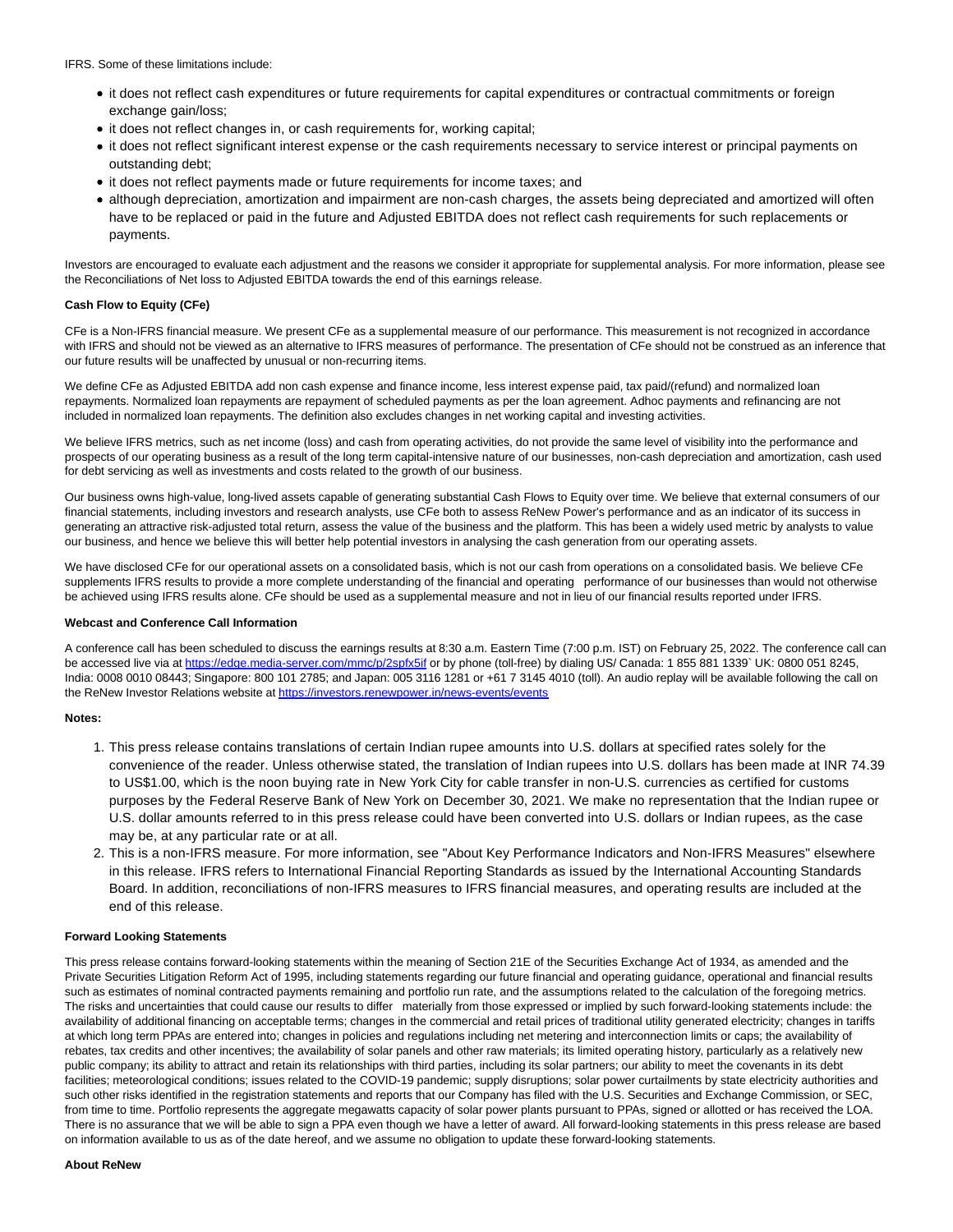IFRS. Some of these limitations include:

- it does not reflect cash expenditures or future requirements for capital expenditures or contractual commitments or foreign exchange gain/loss;
- it does not reflect changes in, or cash requirements for, working capital;
- it does not reflect significant interest expense or the cash requirements necessary to service interest or principal payments on outstanding debt;
- it does not reflect payments made or future requirements for income taxes; and
- although depreciation, amortization and impairment are non-cash charges, the assets being depreciated and amortized will often have to be replaced or paid in the future and Adjusted EBITDA does not reflect cash requirements for such replacements or payments.

Investors are encouraged to evaluate each adjustment and the reasons we consider it appropriate for supplemental analysis. For more information, please see the Reconciliations of Net loss to Adjusted EBITDA towards the end of this earnings release.

**Cash Flow to Equity (CFe)**

CFe is a Non-IFRS financial measure. We present CFe as a supplemental measure of our performance. This measurement is not recognized in accordance with IFRS and should not be viewed as an alternative to IFRS measures of performance. The presentation of CFe should not be construed as an inference that our future results will be unaffected by unusual or non-recurring items.

We define CFe as Adjusted EBITDA add non cash expense and finance income, less interest expense paid, tax paid/(refund) and normalized loan repayments. Normalized loan repayments are repayment of scheduled payments as per the loan agreement. Adhoc payments and refinancing are not included in normalized loan repayments. The definition also excludes changes in net working capital and investing activities.

We believe IFRS metrics, such as net income (loss) and cash from operating activities, do not provide the same level of visibility into the performance and prospects of our operating business as a result of the long term capital-intensive nature of our businesses, non-cash depreciation and amortization, cash used for debt servicing as well as investments and costs related to the growth of our business.

Our business owns high-value, long-lived assets capable of generating substantial Cash Flows to Equity over time. We believe that external consumers of our financial statements, including investors and research analysts, use CFe both to assess ReNew Power's performance and as an indicator of its success in generating an attractive risk-adjusted total return, assess the value of the business and the platform. This has been a widely used metric by analysts to value our business, and hence we believe this will better help potential investors in analysing the cash generation from our operating assets.

We have disclosed CFe for our operational assets on a consolidated basis, which is not our cash from operations on a consolidated basis. We believe CFe supplements IFRS results to provide a more complete understanding of the financial and operating performance of our businesses than would not otherwise be achieved using IFRS results alone. CFe should be used as a supplemental measure and not in lieu of our financial results reported under IFRS.

**Webcast and Conference Call Information**

A conference call has been scheduled to discuss the earnings results at 8:30 a.m. Eastern Time (7:00 p.m. IST) on February 25, 2022. The conference call can be accessed live via at https://edge.media-server.com/mmc/p/2spfx5if or by phone (toll-free) by dialing US/ Canada: 1 855 881 1339` UK: 0800 051 8245, India: 0008 0010 08443; Singapore: 800 101 2785; and Japan: 005 3116 1281 or +61 7 3145 4010 (toll). An audio replay will be available following the call on the ReNew Investor Relations website at https://investors.renewpower.in/news-events/events

**Notes:**

1. This press release contains translations of certain Indian rupee amounts into U.S. dollars at specified rates solely for the convenience of the reader. Unless otherwise stated, the translation of Indian rupees into U.S. dollars has been made at INR 74.39 to US$1.00, which is the noon buying rate in New York City for cable transfer in non-U.S. currencies as certified for customs purposes by the Federal Reserve Bank of New York on December 30, 2021. We make no representation that the Indian rupee or U.S. dollar amounts referred to in this press release could have been converted into U.S. dollars or Indian rupees, as the case may be, at any particular rate or at all.
2. This is a non-IFRS measure. For more information, see "About Key Performance Indicators and Non-IFRS Measures" elsewhere in this release. IFRS refers to International Financial Reporting Standards as issued by the International Accounting Standards Board. In addition, reconciliations of non-IFRS measures to IFRS financial measures, and operating results are included at the end of this release.

**Forward Looking Statements**

This press release contains forward-looking statements within the meaning of Section 21E of the Securities Exchange Act of 1934, as amended and the Private Securities Litigation Reform Act of 1995, including statements regarding our future financial and operating guidance, operational and financial results such as estimates of nominal contracted payments remaining and portfolio run rate, and the assumptions related to the calculation of the foregoing metrics. The risks and uncertainties that could cause our results to differ materially from those expressed or implied by such forward-looking statements include: the availability of additional financing on acceptable terms; changes in the commercial and retail prices of traditional utility generated electricity; changes in tariffs at which long term PPAs are entered into; changes in policies and regulations including net metering and interconnection limits or caps; the availability of rebates, tax credits and other incentives; the availability of solar panels and other raw materials; its limited operating history, particularly as a relatively new public company; its ability to attract and retain its relationships with third parties, including its solar partners; our ability to meet the covenants in its debt facilities; meteorological conditions; issues related to the COVID-19 pandemic; supply disruptions; solar power curtailments by state electricity authorities and such other risks identified in the registration statements and reports that our Company has filed with the U.S. Securities and Exchange Commission, or SEC, from time to time. Portfolio represents the aggregate megawatts capacity of solar power plants pursuant to PPAs, signed or allotted or has received the LOA. There is no assurance that we will be able to sign a PPA even though we have a letter of award. All forward-looking statements in this press release are based on information available to us as of the date hereof, and we assume no obligation to update these forward-looking statements.

**About ReNew**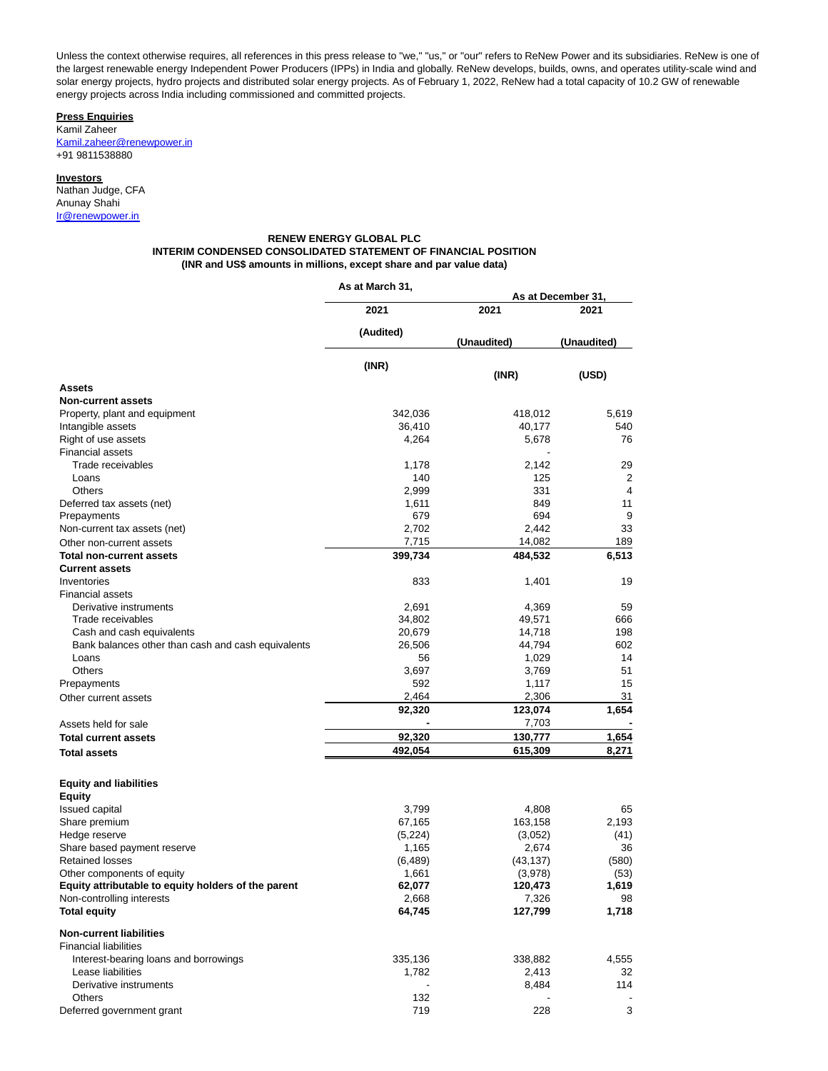Unless the context otherwise requires, all references in this press release to "we," "us," or "our" refers to ReNew Power and its subsidiaries. ReNew is one of the largest renewable energy Independent Power Producers (IPPs) in India and globally. ReNew develops, builds, owns, and operates utility-scale wind and solar energy projects, hydro projects and distributed solar energy projects. As of February 1, 2022, ReNew had a total capacity of 10.2 GW of renewable energy projects across India including commissioned and committed projects.

**Press Enquiries**
Kamil Zaheer
Kamil.zaheer@renewpower.in
+91 9811538880

**Investors**
Nathan Judge, CFA
Anunay Shahi
Ir@renewpower.in

**RENEW ENERGY GLOBAL PLC**
**INTERIM CONDENSED CONSOLIDATED STATEMENT OF FINANCIAL POSITION**
**(INR and US$ amounts in millions, except share and par value data)**

| | As at March 31, | As at December 31, | |
|---|---|---|---|
| | 2021 | 2021 | 2021 |
| | (Audited) | (Unaudited) | (Unaudited) |
| | (INR) | (INR) | (USD) |
| **Assets** | | | |
| **Non-current assets** | | | |
| Property, plant and equipment | 342,036 | 418,012 | 5,619 |
| Intangible assets | 36,410 | 40,177 | 540 |
| Right of use assets | 4,264 | 5,678 | 76 |
| Financial assets | | - | |
| Trade receivables | 1,178 | 2,142 | 29 |
| Loans | 140 | 125 | 2 |
| Others | 2,999 | 331 | 4 |
| Deferred tax assets (net) | 1,611 | 849 | 11 |
| Prepayments | 679 | 694 | 9 |
| Non-current tax assets (net) | 2,702 | 2,442 | 33 |
| Other non-current assets | 7,715 | 14,082 | 189 |
| **Total non-current assets** | **399,734** | **484,532** | **6,513** |
| **Current assets** | | | |
| Inventories | 833 | 1,401 | 19 |
| Financial assets | | | |
| Derivative instruments | 2,691 | 4,369 | 59 |
| Trade receivables | 34,802 | 49,571 | 666 |
| Cash and cash equivalents | 20,679 | 14,718 | 198 |
| Bank balances other than cash and cash equivalents | 26,506 | 44,794 | 602 |
| Loans | 56 | 1,029 | 14 |
| Others | 3,697 | 3,769 | 51 |
| Prepayments | 592 | 1,117 | 15 |
| Other current assets | 2,464 | 2,306 | 31 |
| | **92,320** | **123,074** | **1,654** |
| Assets held for sale | **-** | 7,703 | **-** |
| **Total current assets** | **92,320** | **130,777** | **1,654** |
| **Total assets** | **492,054** | **615,309** | **8,271** |
| | | | |
| **Equity and liabilities** | | | |
| **Equity** | | | |
| Issued capital | 3,799 | 4,808 | 65 |
| Share premium | 67,165 | 163,158 | 2,193 |
| Hedge reserve | (5,224) | (3,052) | (41) |
| Share based payment reserve | 1,165 | 2,674 | 36 |
| Retained losses | (6,489) | (43,137) | (580) |
| Other components of equity | 1,661 | (3,978) | (53) |
| **Equity attributable to equity holders of the parent** | **62,077** | **120,473** | **1,619** |
| Non-controlling interests | 2,668 | 7,326 | 98 |
| **Total equity** | **64,745** | **127,799** | **1,718** |
| | | | |
| **Non-current liabilities** | | | |
| Financial liabilities | | | |
| Interest-bearing loans and borrowings | 335,136 | 338,882 | 4,555 |
| Lease liabilities | 1,782 | 2,413 | 32 |
| Derivative instruments | - | 8,484 | 114 |
| Others | 132 | - | - |
| Deferred government grant | 719 | 228 | 3 |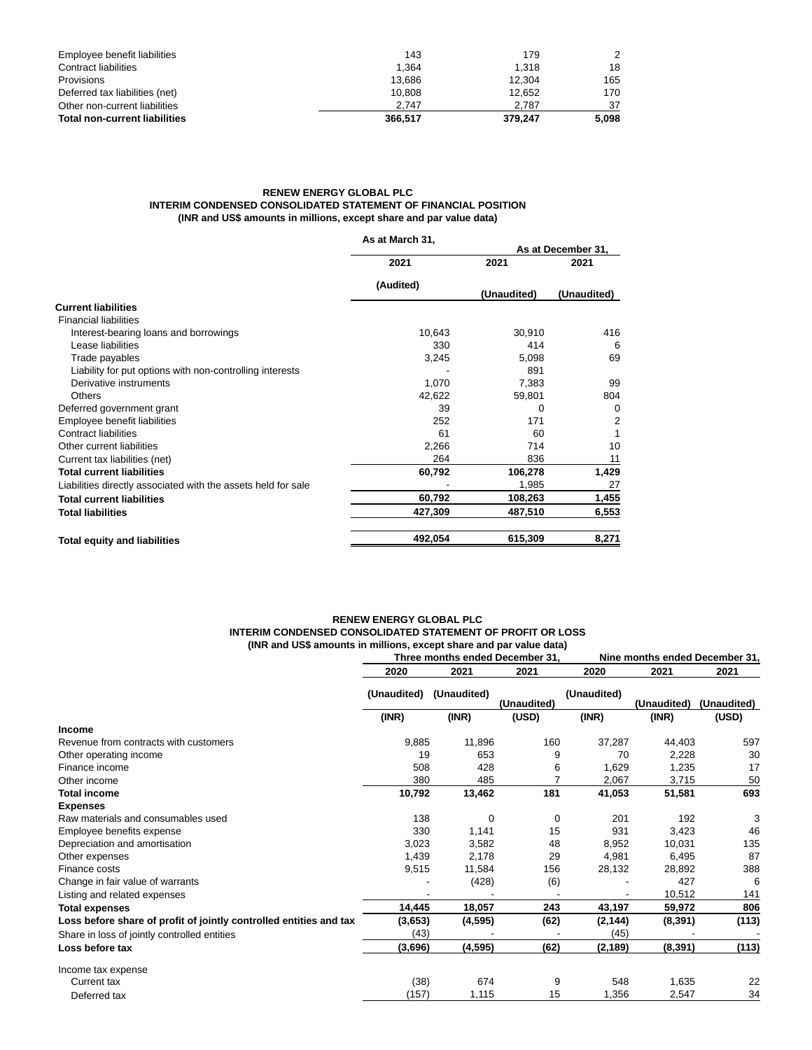| | | | |
|---|---|---|---|
| Employee benefit liabilities | 143 | 179 | 2 |
| Contract liabilities | 1,364 | 1,318 | 18 |
| Provisions | 13,686 | 12,304 | 165 |
| Deferred tax liabilities (net) | 10,808 | 12,652 | 170 |
| Other non-current liabilities | 2,747 | 2,787 | 37 |
| **Total non-current liabilities** | **366,517** | **379,247** | **5,098** |

**RENEW ENERGY GLOBAL PLC**
**INTERIM CONDENSED CONSOLIDATED STATEMENT OF FINANCIAL POSITION**
**(INR and US$ amounts in millions, except share and par value data)**

| | As at March 31, | As at December 31, | |
|---|---|---|---|
| | 2021 | 2021 | 2021 |
| | (Audited) | (Unaudited) | (Unaudited) |
| **Current liabilities** | | | |
| Financial liabilities | | | |
| Interest-bearing loans and borrowings | 10,643 | 30,910 | 416 |
| Lease liabilities | 330 | 414 | 6 |
| Trade payables | 3,245 | 5,098 | 69 |
| Liability for put options with non-controlling interests | - | 891 | |
| Derivative instruments | 1,070 | 7,383 | 99 |
| Others | 42,622 | 59,801 | 804 |
| Deferred government grant | 39 | 0 | 0 |
| Employee benefit liabilities | 252 | 171 | 2 |
| Contract liabilities | 61 | 60 | 1 |
| Other current liabilities | 2,266 | 714 | 10 |
| Current tax liabilities (net) | 264 | 836 | 11 |
| **Total current liabilities** | **60,792** | **106,278** | **1,429** |
| Liabilities directly associated with the assets held for sale | - | 1,985 | 27 |
| **Total current liabilities** | **60,792** | **108,263** | **1,455** |
| **Total liabilities** | **427,309** | **487,510** | **6,553** |
| **Total equity and liabilities** | **492,054** | **615,309** | **8,271** |

**RENEW ENERGY GLOBAL PLC**
**INTERIM CONDENSED CONSOLIDATED STATEMENT OF PROFIT OR LOSS**
**(INR and US$ amounts in millions, except share and par value data)**

| | Three months ended December 31, | | | Nine months ended December 31, | | |
|---|---|---|---|---|---|---|
| | 2020 | 2021 | 2021 | 2020 | 2021 | 2021 |
| | (Unaudited) | (Unaudited) | (Unaudited) | (Unaudited) | (Unaudited) | (Unaudited) |
| | (INR) | (INR) | (USD) | (INR) | (INR) | (USD) |
| **Income** | | | | | | |
| Revenue from contracts with customers | 9,885 | 11,896 | 160 | 37,287 | 44,403 | 597 |
| Other operating income | 19 | 653 | 9 | 70 | 2,228 | 30 |
| Finance income | 508 | 428 | 6 | 1,629 | 1,235 | 17 |
| Other income | 380 | 485 | 7 | 2,067 | 3,715 | 50 |
| **Total income** | **10,792** | **13,462** | **181** | **41,053** | **51,581** | **693** |
| **Expenses** | | | | | | |
| Raw materials and consumables used | 138 | 0 | 0 | 201 | 192 | 3 |
| Employee benefits expense | 330 | 1,141 | 15 | 931 | 3,423 | 46 |
| Depreciation and amortisation | 3,023 | 3,582 | 48 | 8,952 | 10,031 | 135 |
| Other expenses | 1,439 | 2,178 | 29 | 4,981 | 6,495 | 87 |
| Finance costs | 9,515 | 11,584 | 156 | 28,132 | 28,892 | 388 |
| Change in fair value of warrants | - | (428) | (6) | - | 427 | 6 |
| Listing and related expenses | - | - | - | - | 10,512 | 141 |
| **Total expenses** | **14,445** | **18,057** | **243** | **43,197** | **59,972** | **806** |
| **Loss before share of profit of jointly controlled entities and tax** | **(3,653)** | **(4,595)** | **(62)** | **(2,144)** | **(8,391)** | **(113)** |
| Share in loss of jointly controlled entities | (43) | - | - | (45) | - | - |
| **Loss before tax** | **(3,696)** | **(4,595)** | **(62)** | **(2,189)** | **(8,391)** | **(113)** |
| Income tax expense | | | | | | |
| Current tax | (38) | 674 | 9 | 548 | 1,635 | 22 |
| Deferred tax | (157) | 1,115 | 15 | 1,356 | 2,547 | 34 |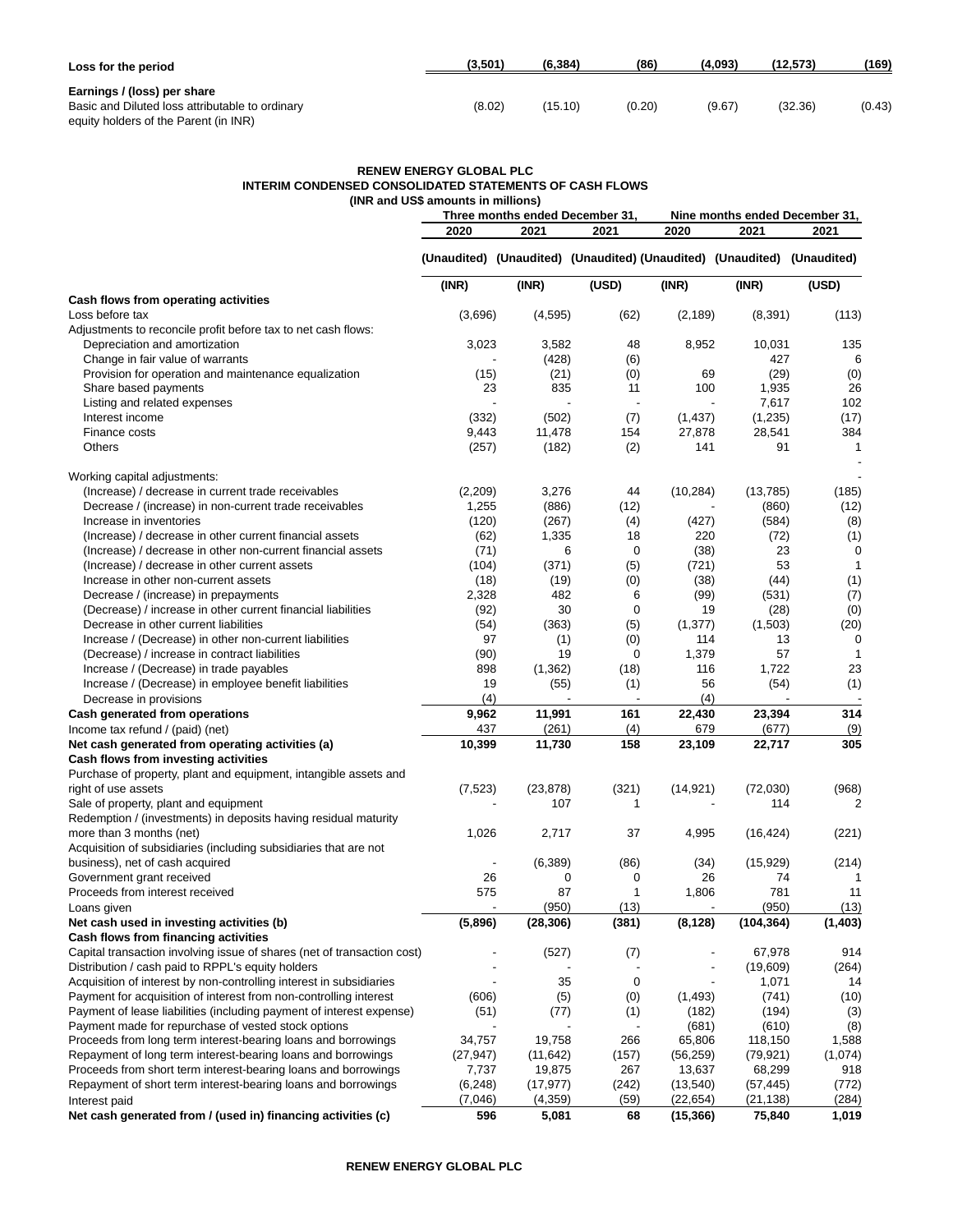| | | | | | | |
|---|---|---|---|---|---|---|
| **Loss for the period** | **(3,501)** | **(6,384)** | **(86)** | **(4,093)** | **(12,573)** | **(169)** |
| **Earnings / (loss) per share** | | | | | | |
| Basic and Diluted loss attributable to ordinary equity holders of the Parent (in INR) | (8.02) | (15.10) | (0.20) | (9.67) | (32.36) | (0.43) |

**RENEW ENERGY GLOBAL PLC**
**INTERIM CONDENSED CONSOLIDATED STATEMENTS OF CASH FLOWS**
**(INR and US$ amounts in millions)**

| | Three months ended December 31, | | | Nine months ended December 31, | | |
|---|---|---|---|---|---|---|
| | **2020** | **2021** | **2021** | **2020** | **2021** | **2021** |
| | **(Unaudited)** | **(Unaudited)** | **(Unaudited)** | **(Unaudited)** | **(Unaudited)** | **(Unaudited)** |
| | **(INR)** | **(INR)** | **(USD)** | **(INR)** | **(INR)** | **(USD)** |
| **Cash flows from operating activities** | | | | | | |
| Loss before tax | (3,696) | (4,595) | (62) | (2,189) | (8,391) | (113) |
| Adjustments to reconcile profit before tax to net cash flows: | | | | | | |
| Depreciation and amortization | 3,023 | 3,582 | 48 | 8,952 | 10,031 | 135 |
| Change in fair value of warrants | - | (428) | (6) | | 427 | 6 |
| Provision for operation and maintenance equalization | (15) | (21) | (0) | 69 | (29) | (0) |
| Share based payments | 23 | 835 | 11 | 100 | 1,935 | 26 |
| Listing and related expenses | - | - | - | - | 7,617 | 102 |
| Interest income | (332) | (502) | (7) | (1,437) | (1,235) | (17) |
| Finance costs | 9,443 | 11,478 | 154 | 27,878 | 28,541 | 384 |
| Others | (257) | (182) | (2) | 141 | 91 | 1 |
| | | | | | | - |
| Working capital adjustments: | | | | | | - |
| (Increase) / decrease in current trade receivables | (2,209) | 3,276 | 44 | (10,284) | (13,785) | (185) |
| Decrease / (increase) in non-current trade receivables | 1,255 | (886) | (12) | - | (860) | (12) |
| Increase in inventories | (120) | (267) | (4) | (427) | (584) | (8) |
| (Increase) / decrease in other current financial assets | (62) | 1,335 | 18 | 220 | (72) | (1) |
| (Increase) / decrease in other non-current financial assets | (71) | 6 | 0 | (38) | 23 | 0 |
| (Increase) / decrease in other current assets | (104) | (371) | (5) | (721) | 53 | 1 |
| Increase in other non-current assets | (18) | (19) | (0) | (38) | (44) | (1) |
| Decrease / (increase) in prepayments | 2,328 | 482 | 6 | (99) | (531) | (7) |
| (Decrease) / increase in other current financial liabilities | (92) | 30 | 0 | 19 | (28) | (0) |
| Decrease in other current liabilities | (54) | (363) | (5) | (1,377) | (1,503) | (20) |
| Increase / (Decrease) in other non-current liabilities | 97 | (1) | (0) | 114 | 13 | 0 |
| (Decrease) / increase in contract liabilities | (90) | 19 | 0 | 1,379 | 57 | 1 |
| Increase / (Decrease) in trade payables | 898 | (1,362) | (18) | 116 | 1,722 | 23 |
| Increase / (Decrease) in employee benefit liabilities | 19 | (55) | (1) | 56 | (54) | (1) |
| Decrease in provisions | (4) | - | - | (4) | - | - |
| **Cash generated from operations** | **9,962** | **11,991** | **161** | **22,430** | **23,394** | **314** |
| Income tax refund / (paid) (net) | 437 | (261) | (4) | 679 | (677) | (9) |
| **Net cash generated from operating activities (a)** | **10,399** | **11,730** | **158** | **23,109** | **22,717** | **305** |
| **Cash flows from investing activities** | | | | | | |
| Purchase of property, plant and equipment, intangible assets and right of use assets | (7,523) | (23,878) | (321) | (14,921) | (72,030) | (968) |
| Sale of property, plant and equipment | - | 107 | 1 | - | 114 | 2 |
| Redemption / (investments) in deposits having residual maturity more than 3 months (net) | 1,026 | 2,717 | 37 | 4,995 | (16,424) | (221) |
| Acquisition of subsidiaries (including subsidiaries that are not business), net of cash acquired | - | (6,389) | (86) | (34) | (15,929) | (214) |
| Government grant received | 26 | 0 | 0 | 26 | 74 | 1 |
| Proceeds from interest received | 575 | 87 | 1 | 1,806 | 781 | 11 |
| Loans given | - | (950) | (13) | - | (950) | (13) |
| **Net cash used in investing activities (b)** | **(5,896)** | **(28,306)** | **(381)** | **(8,128)** | **(104,364)** | **(1,403)** |
| **Cash flows from financing activities** | | | | | | |
| Capital transaction involving issue of shares (net of transaction cost) | - | (527) | (7) | - | 67,978 | 914 |
| Distribution / cash paid to RPPL's equity holders | - | - | - | - | (19,609) | (264) |
| Acquisition of interest by non-controlling interest in subsidiaries | - | 35 | 0 | - | 1,071 | 14 |
| Payment for acquisition of interest from non-controlling interest | (606) | (5) | (0) | (1,493) | (741) | (10) |
| Payment of lease liabilities (including payment of interest expense) | (51) | (77) | (1) | (182) | (194) | (3) |
| Payment made for repurchase of vested stock options | - | - | - | (681) | (610) | (8) |
| Proceeds from long term interest-bearing loans and borrowings | 34,757 | 19,758 | 266 | 65,806 | 118,150 | 1,588 |
| Repayment of long term interest-bearing loans and borrowings | (27,947) | (11,642) | (157) | (56,259) | (79,921) | (1,074) |
| Proceeds from short term interest-bearing loans and borrowings | 7,737 | 19,875 | 267 | 13,637 | 68,299 | 918 |
| Repayment of short term interest-bearing loans and borrowings | (6,248) | (17,977) | (242) | (13,540) | (57,445) | (772) |
| Interest paid | (7,046) | (4,359) | (59) | (22,654) | (21,138) | (284) |
| **Net cash generated from / (used in) financing activities (c)** | **596** | **5,081** | **68** | **(15,366)** | **75,840** | **1,019** |

**RENEW ENERGY GLOBAL PLC**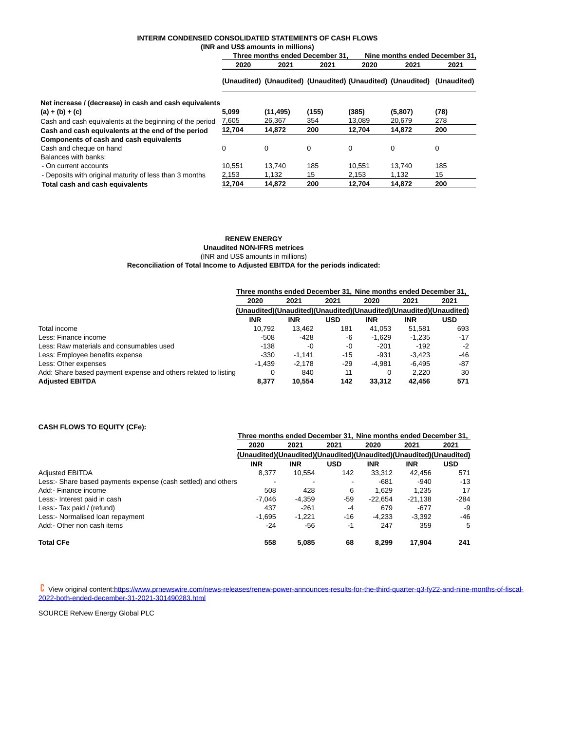**INTERIM CONDENSED CONSOLIDATED STATEMENTS OF CASH FLOWS**

**(INR and US$ amounts in millions)**

| | Three months ended December 31, | | | Nine months ended December 31, | | |
|---|---|---|---|---|---|---|
| | 2020 | 2021 | 2021 | 2020 | 2021 | 2021 |
| | (Unaudited) | (Unaudited) | (Unaudited) | (Unaudited) | (Unaudited) | (Unaudited) |
| **Net increase / (decrease) in cash and cash equivalents (a) + (b) + (c)** | **5,099** | **(11,495)** | **(155)** | **(385)** | **(5,807)** | **(78)** |
| Cash and cash equivalents at the beginning of the period | 7,605 | 26,367 | 354 | 13,089 | 20,679 | 278 |
| **Cash and cash equivalents at the end of the period** | **12,704** | **14,872** | **200** | **12,704** | **14,872** | **200** |
| **Components of cash and cash equivalents** | | | | | | |
| Cash and cheque on hand | 0 | 0 | 0 | 0 | 0 | 0 |
| Balances with banks: | | | | | | |
| - On current accounts | 10,551 | 13,740 | 185 | 10,551 | 13,740 | 185 |
| - Deposits with original maturity of less than 3 months | 2,153 | 1,132 | 15 | 2,153 | 1,132 | 15 |
| **Total cash and cash equivalents** | **12,704** | **14,872** | **200** | **12,704** | **14,872** | **200** |

**RENEW ENERGY**

**Unaudited NON-IFRS metrices**

(INR and US$ amounts in millions)

**Reconciliation of Total Income to Adjusted EBITDA for the periods indicated:**

| | Three months ended December 31, | | | Nine months ended December 31, | | |
|---|---|---|---|---|---|---|
| | 2020 | 2021 | 2021 | 2020 | 2021 | 2021 |
| | (Unaudited) | (Unaudited) | (Unaudited) | (Unaudited) | (Unaudited) | (Unaudited) |
| | INR | INR | USD | INR | INR | USD |
| Total income | 10,792 | 13,462 | 181 | 41,053 | 51,581 | 693 |
| Less: Finance income | -508 | -428 | -6 | -1,629 | -1,235 | -17 |
| Less: Raw materials and consumables used | -138 | -0 | -0 | -201 | -192 | -2 |
| Less: Employee benefits expense | -330 | -1,141 | -15 | -931 | -3,423 | -46 |
| Less: Other expenses | -1,439 | -2,178 | -29 | -4,981 | -6,495 | -87 |
| Add: Share based payment expense and others related to listing | 0 | 840 | 11 | 0 | 2,220 | 30 |
| **Adjusted EBITDA** | **8,377** | **10,554** | **142** | **33,312** | **42,456** | **571** |

**CASH FLOWS TO EQUITY (CFe):**

| | Three months ended December 31, | | | Nine months ended December 31, | | |
|---|---|---|---|---|---|---|
| | 2020 | 2021 | 2021 | 2020 | 2021 | 2021 |
| | (Unaudited) | (Unaudited) | (Unaudited) | (Unaudited) | (Unaudited) | (Unaudited) |
| | INR | INR | USD | INR | INR | USD |
| Adjusted EBITDA | 8,377 | 10,554 | 142 | 33,312 | 42,456 | 571 |
| Less:- Share based payments expense (cash settled) and others | - | - | - | -681 | -940 | -13 |
| Add:- Finance income | 508 | 428 | 6 | 1,629 | 1,235 | 17 |
| Less:- Interest paid in cash | -7,046 | -4,359 | -59 | -22,654 | -21,138 | -284 |
| Less:- Tax paid / (refund) | 437 | -261 | -4 | 679 | -677 | -9 |
| Less:- Normalised loan repayment | -1,695 | -1,221 | -16 | -4,233 | -3,392 | -46 |
| Add:- Other non cash items | -24 | -56 | -1 | 247 | 359 | 5 |
| **Total CFe** | **558** | **5,085** | **68** | **8,299** | **17,904** | **241** |

View original content:https://www.prnewswire.com/news-releases/renew-power-announces-results-for-the-third-quarter-q3-fy22-and-nine-months-of-fiscal-2022-both-ended-december-31-2021-301490283.html

SOURCE ReNew Energy Global PLC